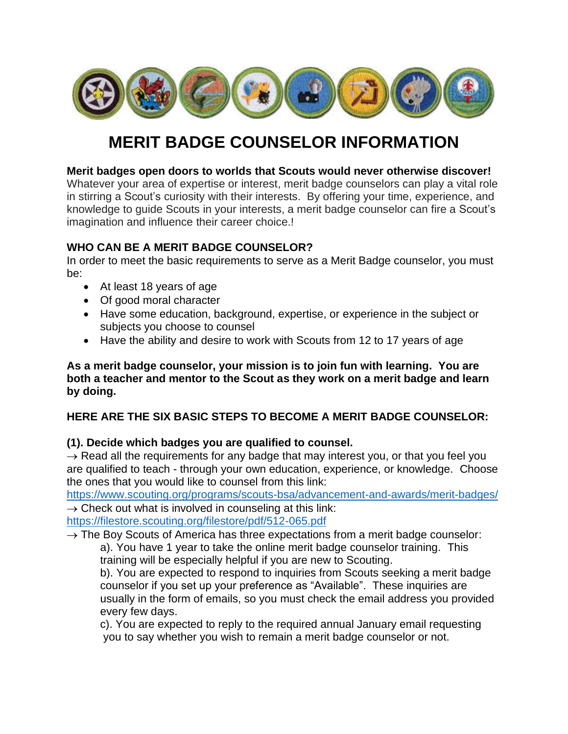# MERIT BADGE COUNSELOR INFORMATION

**Merit badges open doors to worlds that Scouts would never otherwise discover!** Whatever your area of expertise or interest, merit badge counselors can play a vital role in stirring a Scout's curiosity with their interests. By offering your time, experience, and knowledge to guide Scouts in your interests, a merit badge counselor can fire a Scout's imagination and influence their career choice.!

## WHO CAN BE A MERIT BADGE COUNSELOR?

In order to meet the basic requirements to serve as a Merit Badge counselor, you must be:

- At least 18 years of age
- Of good moral character
- Have some education, background, expertise, or experience in the subject or subjects you choose to counsel
- Have the ability and desire to work with Scouts from 12 to 17 years of age

**As a merit badge counselor, your mission is to join fun with learning. You are both a teacher and mentor to the Scout as they work on a merit badge and learn by doing.**

## HERE ARE THE SIX BASIC STEPS TO BECOME A MERIT BADGE COUNSELOR:

### (1). Decide which badges you are qualified to counsel.

→ Read all the requirements for any badge that may interest you, or that you feel you are qualified to teach - through your own education, experience, or knowledge. Choose the ones that you would like to counsel from this link:
https://www.scouting.org/programs/scouts-bsa/advancement-and-awards/merit-badges/

→ Check out what is involved in counseling at this link:
https://filestore.scouting.org/filestore/pdf/512-065.pdf

→ The Boy Scouts of America has three expectations from a merit badge counselor:

a). You have 1 year to take the online merit badge counselor training. This training will be especially helpful if you are new to Scouting.

b). You are expected to respond to inquiries from Scouts seeking a merit badge counselor if you set up your preference as "Available". These inquiries are usually in the form of emails, so you must check the email address you provided every few days.

c). You are expected to reply to the required annual January email requesting you to say whether you wish to remain a merit badge counselor or not.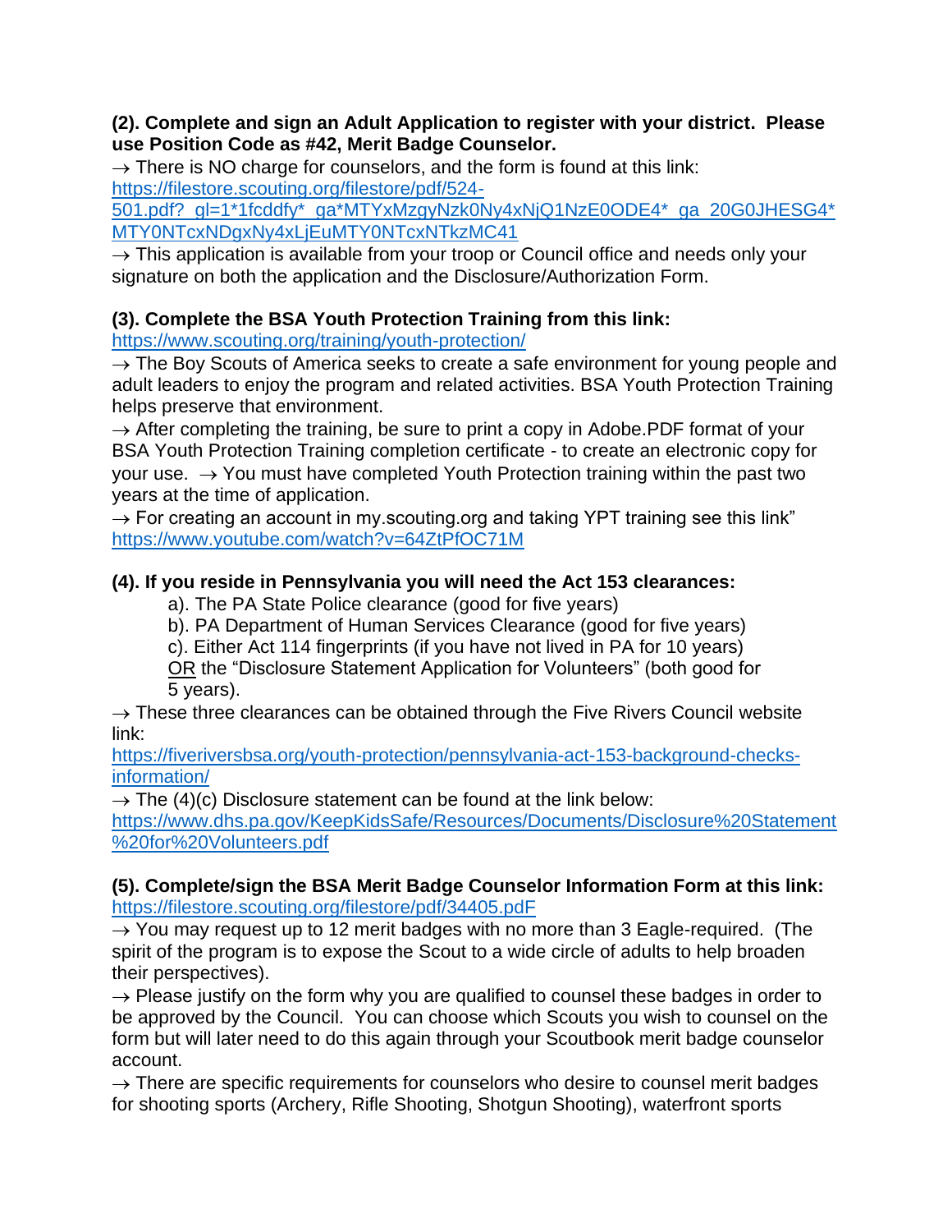**(2). Complete and sign an Adult Application to register with your district. Please use Position Code as #42, Merit Badge Counselor.**

→ There is NO charge for counselors, and the form is found at this link: https://filestore.scouting.org/filestore/pdf/524-501.pdf?_gl=1*1fcddfy*_ga*MTYxMzgyNzk0Ny4xNjQ1NzE0ODE4*_ga_20G0JHESG4*MTY0NTcxNDgxNy4xLjEuMTY0NTcxNTkzMC41

→ This application is available from your troop or Council office and needs only your signature on both the application and the Disclosure/Authorization Form.

**(3). Complete the BSA Youth Protection Training from this link:** https://www.scouting.org/training/youth-protection/

→ The Boy Scouts of America seeks to create a safe environment for young people and adult leaders to enjoy the program and related activities. BSA Youth Protection Training helps preserve that environment.

→ After completing the training, be sure to print a copy in Adobe.PDF format of your BSA Youth Protection Training completion certificate - to create an electronic copy for your use. → You must have completed Youth Protection training within the past two years at the time of application.

→ For creating an account in my.scouting.org and taking YPT training see this link" https://www.youtube.com/watch?v=64ZtPfOC71M

**(4). If you reside in Pennsylvania you will need the Act 153 clearances:**

a). The PA State Police clearance (good for five years)
b). PA Department of Human Services Clearance (good for five years)
c). Either Act 114 fingerprints (if you have not lived in PA for 10 years) <u>OR</u> the "Disclosure Statement Application for Volunteers" (both good for 5 years).

→ These three clearances can be obtained through the Five Rivers Council website link: https://fiveriversbsa.org/youth-protection/pennsylvania-act-153-background-checks-information/

→ The (4)(c) Disclosure statement can be found at the link below: https://www.dhs.pa.gov/KeepKidsSafe/Resources/Documents/Disclosure%20Statement%20for%20Volunteers.pdf

**(5). Complete/sign the BSA Merit Badge Counselor Information Form at this link:** https://filestore.scouting.org/filestore/pdf/34405.pdF

→ You may request up to 12 merit badges with no more than 3 Eagle-required. (The spirit of the program is to expose the Scout to a wide circle of adults to help broaden their perspectives).

→ Please justify on the form why you are qualified to counsel these badges in order to be approved by the Council. You can choose which Scouts you wish to counsel on the form but will later need to do this again through your Scoutbook merit badge counselor account.

→ There are specific requirements for counselors who desire to counsel merit badges for shooting sports (Archery, Rifle Shooting, Shotgun Shooting), waterfront sports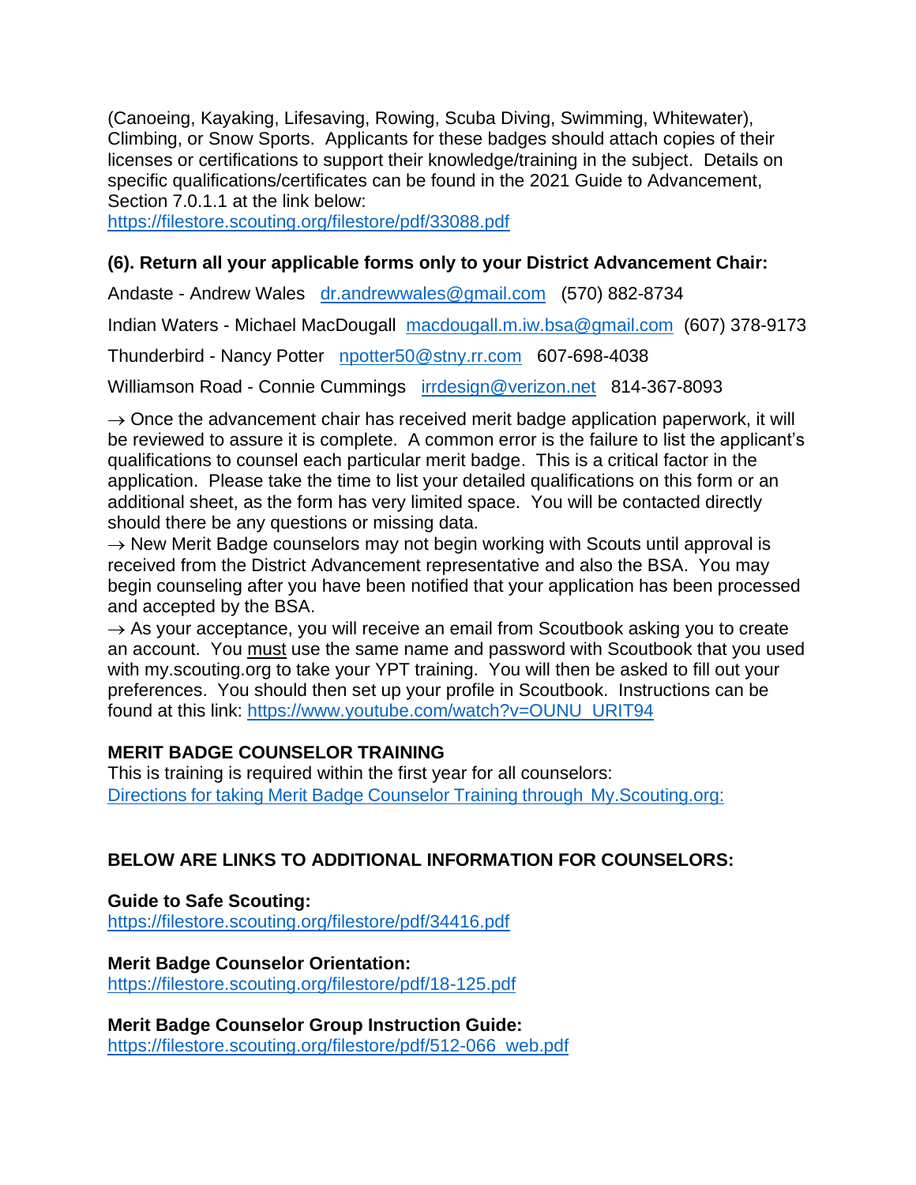(Canoeing, Kayaking, Lifesaving, Rowing, Scuba Diving, Swimming, Whitewater), Climbing, or Snow Sports. Applicants for these badges should attach copies of their licenses or certifications to support their knowledge/training in the subject. Details on specific qualifications/certificates can be found in the 2021 Guide to Advancement, Section 7.0.1.1 at the link below:
https://filestore.scouting.org/filestore/pdf/33088.pdf

**(6). Return all your applicable forms only to your District Advancement Chair:**

Andaste - Andrew Wales dr.andrewwales@gmail.com (570) 882-8734

Indian Waters - Michael MacDougall macdougall.m.iw.bsa@gmail.com (607) 378-9173

Thunderbird - Nancy Potter npotter50@stny.rr.com 607-698-4038

Williamson Road - Connie Cummings irrdesign@verizon.net 814-367-8093

→ Once the advancement chair has received merit badge application paperwork, it will be reviewed to assure it is complete. A common error is the failure to list the applicant's qualifications to counsel each particular merit badge. This is a critical factor in the application. Please take the time to list your detailed qualifications on this form or an additional sheet, as the form has very limited space. You will be contacted directly should there be any questions or missing data.

→ New Merit Badge counselors may not begin working with Scouts until approval is received from the District Advancement representative and also the BSA. You may begin counseling after you have been notified that your application has been processed and accepted by the BSA.

→ As your acceptance, you will receive an email from Scoutbook asking you to create an account. You must use the same name and password with Scoutbook that you used with my.scouting.org to take your YPT training. You will then be asked to fill out your preferences. You should then set up your profile in Scoutbook. Instructions can be found at this link: https://www.youtube.com/watch?v=OUNU_URIT94

**MERIT BADGE COUNSELOR TRAINING**

This is training is required within the first year for all counselors:
Directions for taking Merit Badge Counselor Training through My.Scouting.org:

**BELOW ARE LINKS TO ADDITIONAL INFORMATION FOR COUNSELORS:**

**Guide to Safe Scouting:**
https://filestore.scouting.org/filestore/pdf/34416.pdf

**Merit Badge Counselor Orientation:**
https://filestore.scouting.org/filestore/pdf/18-125.pdf

**Merit Badge Counselor Group Instruction Guide:**
https://filestore.scouting.org/filestore/pdf/512-066_web.pdf